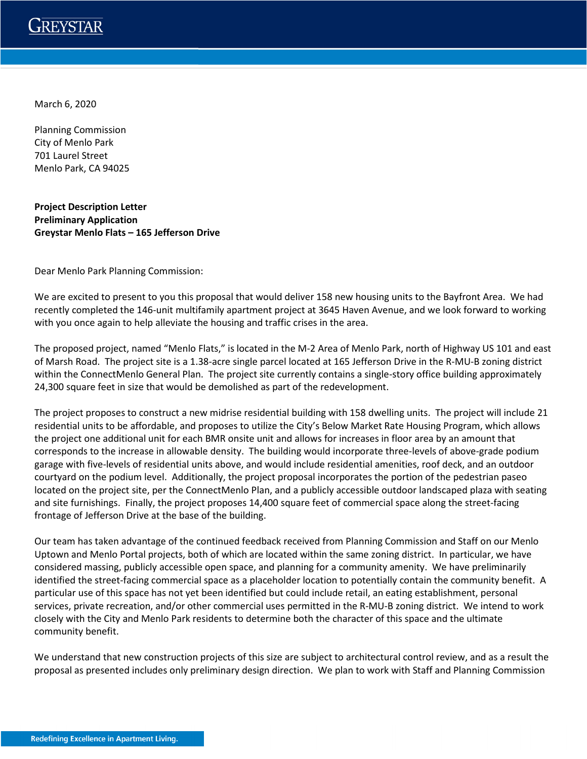March 6, 2020

Planning Commission
City of Menlo Park
701 Laurel Street
Menlo Park, CA 94025

**Project Description Letter**
**Preliminary Application**
**Greystar Menlo Flats – 165 Jefferson Drive**

Dear Menlo Park Planning Commission:

We are excited to present to you this proposal that would deliver 158 new housing units to the Bayfront Area. We had recently completed the 146-unit multifamily apartment project at 3645 Haven Avenue, and we look forward to working with you once again to help alleviate the housing and traffic crises in the area.

The proposed project, named "Menlo Flats," is located in the M-2 Area of Menlo Park, north of Highway US 101 and east of Marsh Road. The project site is a 1.38-acre single parcel located at 165 Jefferson Drive in the R-MU-B zoning district within the ConnectMenlo General Plan. The project site currently contains a single-story office building approximately 24,300 square feet in size that would be demolished as part of the redevelopment.

The project proposes to construct a new midrise residential building with 158 dwelling units. The project will include 21 residential units to be affordable, and proposes to utilize the City's Below Market Rate Housing Program, which allows the project one additional unit for each BMR onsite unit and allows for increases in floor area by an amount that corresponds to the increase in allowable density. The building would incorporate three-levels of above-grade podium garage with five-levels of residential units above, and would include residential amenities, roof deck, and an outdoor courtyard on the podium level. Additionally, the project proposal incorporates the portion of the pedestrian paseo located on the project site, per the ConnectMenlo Plan, and a publicly accessible outdoor landscaped plaza with seating and site furnishings. Finally, the project proposes 14,400 square feet of commercial space along the street-facing frontage of Jefferson Drive at the base of the building.

Our team has taken advantage of the continued feedback received from Planning Commission and Staff on our Menlo Uptown and Menlo Portal projects, both of which are located within the same zoning district. In particular, we have considered massing, publicly accessible open space, and planning for a community amenity. We have preliminarily identified the street-facing commercial space as a placeholder location to potentially contain the community benefit. A particular use of this space has not yet been identified but could include retail, an eating establishment, personal services, private recreation, and/or other commercial uses permitted in the R-MU-B zoning district. We intend to work closely with the City and Menlo Park residents to determine both the character of this space and the ultimate community benefit.

We understand that new construction projects of this size are subject to architectural control review, and as a result the proposal as presented includes only preliminary design direction. We plan to work with Staff and Planning Commission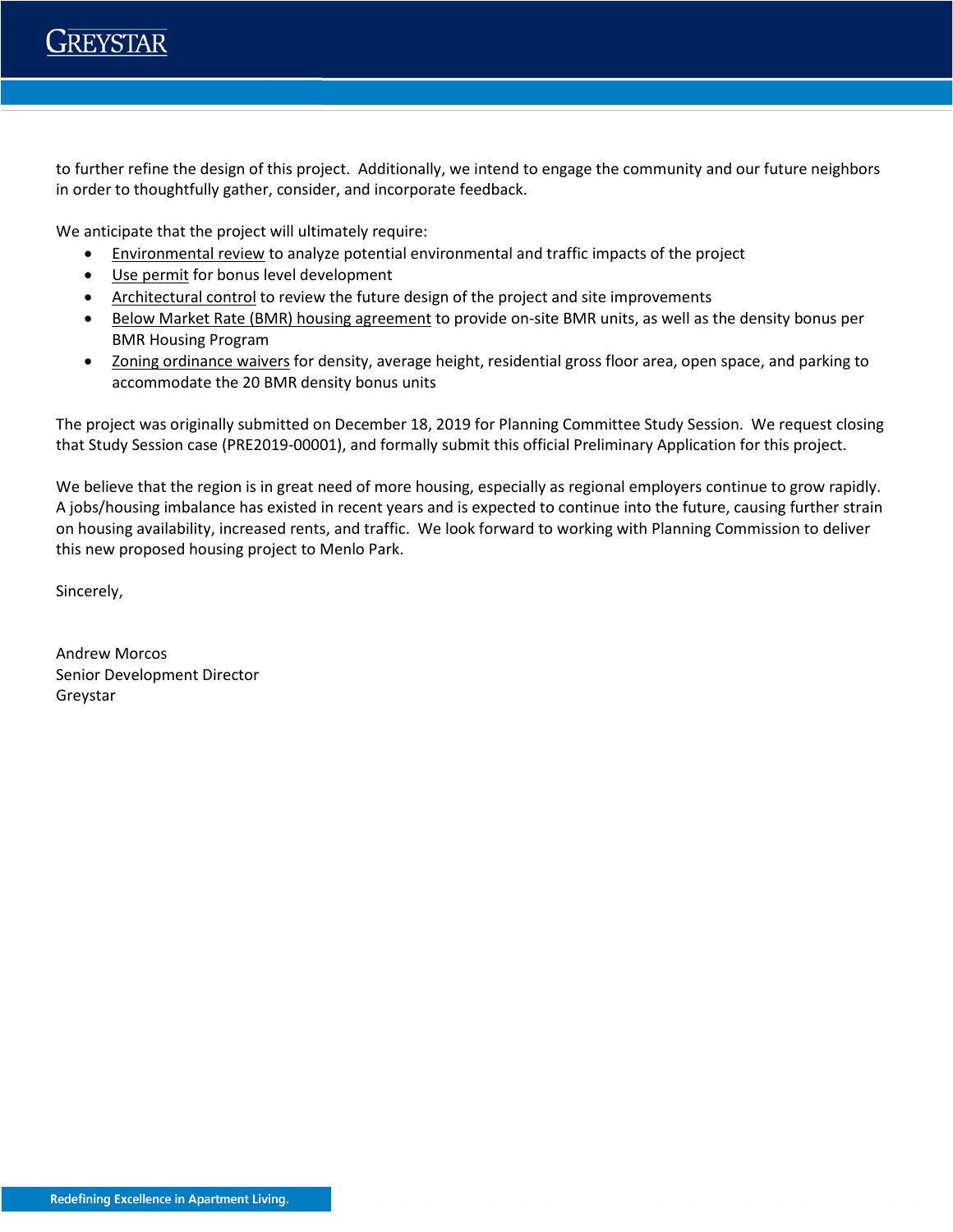to further refine the design of this project. Additionally, we intend to engage the community and our future neighbors in order to thoughtfully gather, consider, and incorporate feedback.

We anticipate that the project will ultimately require:

- Environmental review to analyze potential environmental and traffic impacts of the project
- Use permit for bonus level development
- Architectural control to review the future design of the project and site improvements
- Below Market Rate (BMR) housing agreement to provide on-site BMR units, as well as the density bonus per BMR Housing Program
- Zoning ordinance waivers for density, average height, residential gross floor area, open space, and parking to accommodate the 20 BMR density bonus units

The project was originally submitted on December 18, 2019 for Planning Committee Study Session. We request closing that Study Session case (PRE2019-00001), and formally submit this official Preliminary Application for this project.

We believe that the region is in great need of more housing, especially as regional employers continue to grow rapidly. A jobs/housing imbalance has existed in recent years and is expected to continue into the future, causing further strain on housing availability, increased rents, and traffic. We look forward to working with Planning Commission to deliver this new proposed housing project to Menlo Park.

Sincerely,

Andrew Morcos
Senior Development Director
Greystar